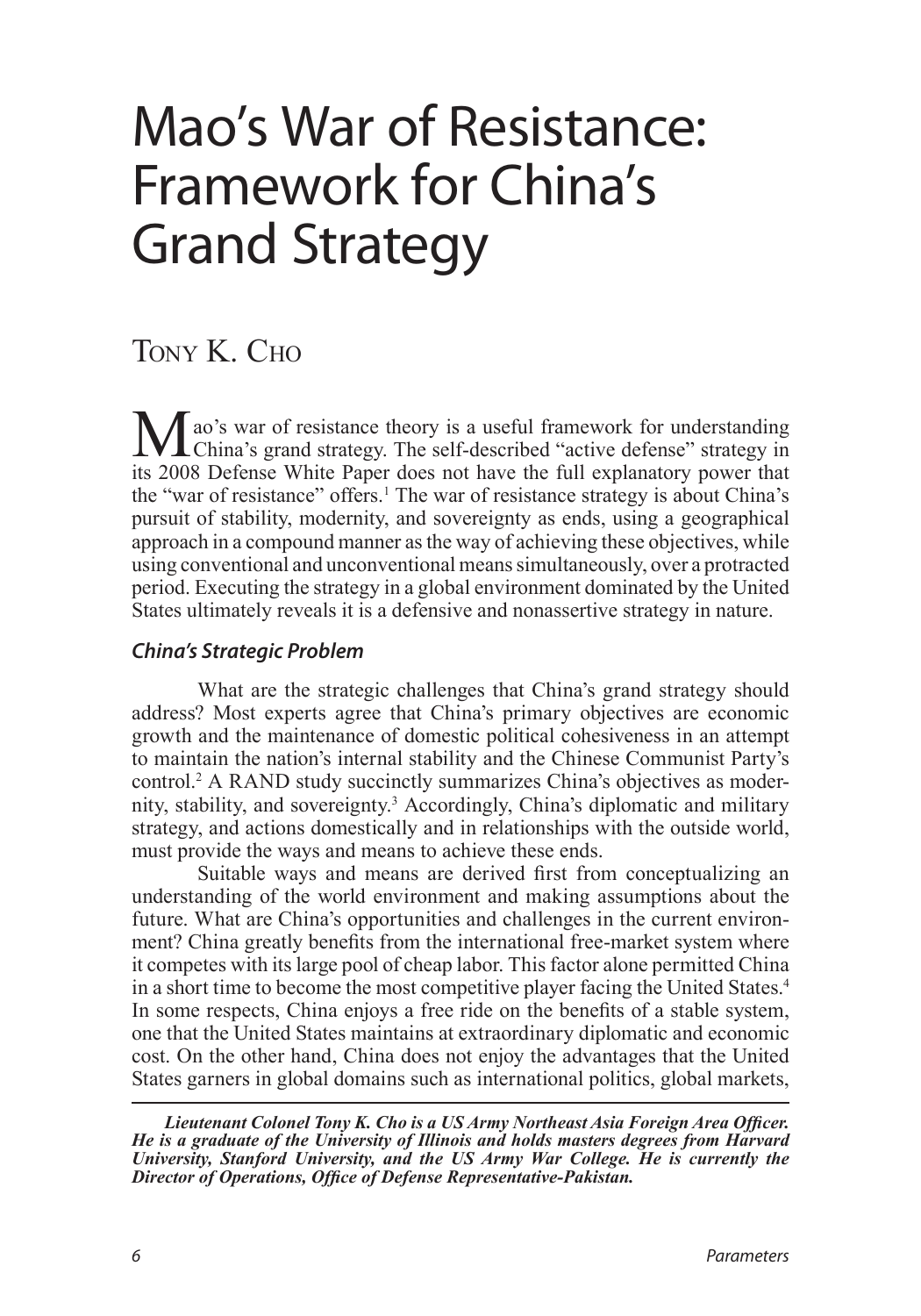# Mao's War of Resistance: Framework for China's Grand Strategy

TONY K. CHO

Mao's war of resistance theory is a useful framework for understanding China's grand strategy. The self-described "active defense" strategy in its 2008 Defense White Paper does not have the full explanatory power that the "war of resistance" offers.[1] The war of resistance strategy is about China's pursuit of stability, modernity, and sovereignty as ends, using a geographical approach in a compound manner as the way of achieving these objectives, while using conventional and unconventional means simultaneously, over a protracted period. Executing the strategy in a global environment dominated by the United States ultimately reveals it is a defensive and nonassertive strategy in nature.

### *China's Strategic Problem*

What are the strategic challenges that China's grand strategy should address? Most experts agree that China's primary objectives are economic growth and the maintenance of domestic political cohesiveness in an attempt to maintain the nation's internal stability and the Chinese Communist Party's control.[2] A RAND study succinctly summarizes China's objectives as modernity, stability, and sovereignty.[3] Accordingly, China's diplomatic and military strategy, and actions domestically and in relationships with the outside world, must provide the ways and means to achieve these ends.

Suitable ways and means are derived first from conceptualizing an understanding of the world environment and making assumptions about the future. What are China's opportunities and challenges in the current environment? China greatly benefits from the international free-market system where it competes with its large pool of cheap labor. This factor alone permitted China in a short time to become the most competitive player facing the United States.[4] In some respects, China enjoys a free ride on the benefits of a stable system, one that the United States maintains at extraordinary diplomatic and economic cost. On the other hand, China does not enjoy the advantages that the United States garners in global domains such as international politics, global markets,

***Lieutenant Colonel Tony K. Cho is a US Army Northeast Asia Foreign Area Officer. He is a graduate of the University of Illinois and holds masters degrees from Harvard University, Stanford University, and the US Army War College. He is currently the Director of Operations, Office of Defense Representative-Pakistan.***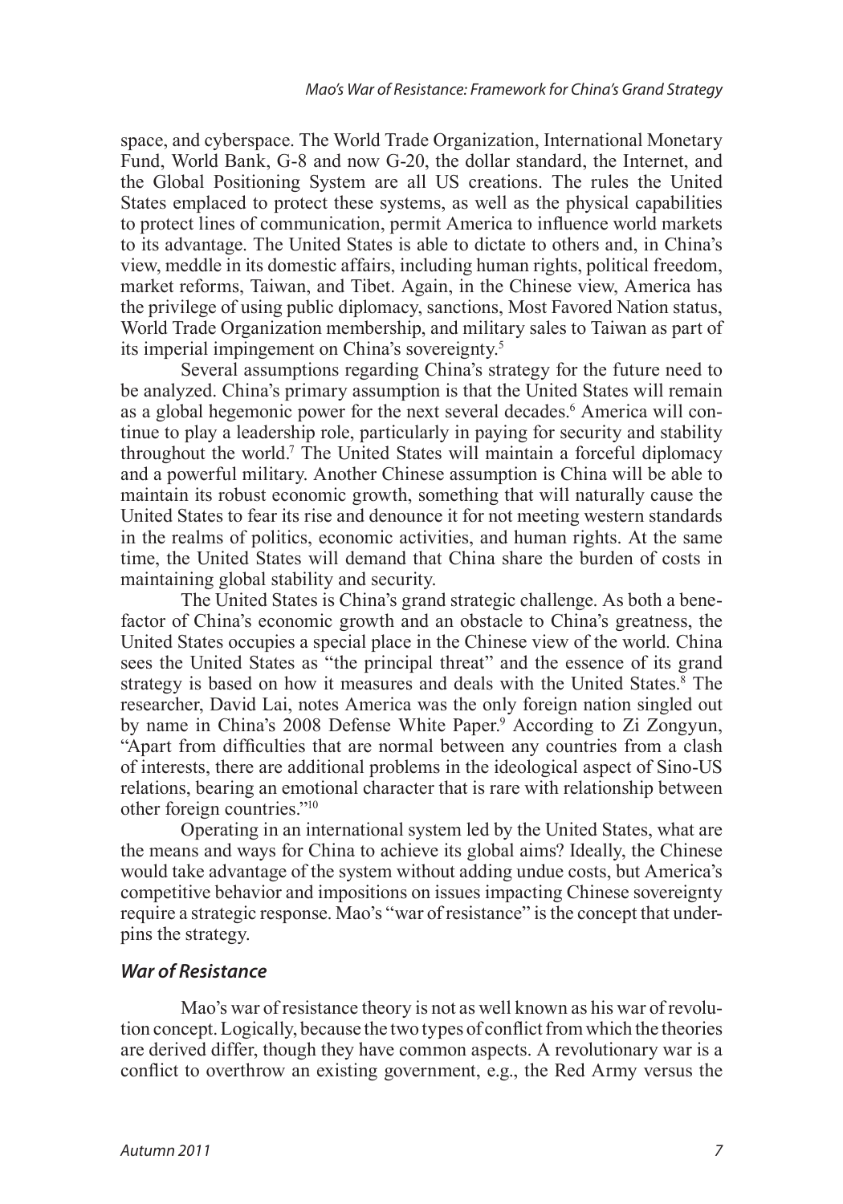space, and cyberspace. The World Trade Organization, International Monetary Fund, World Bank, G-8 and now G-20, the dollar standard, the Internet, and the Global Positioning System are all US creations. The rules the United States emplaced to protect these systems, as well as the physical capabilities to protect lines of communication, permit America to influence world markets to its advantage. The United States is able to dictate to others and, in China's view, meddle in its domestic affairs, including human rights, political freedom, market reforms, Taiwan, and Tibet. Again, in the Chinese view, America has the privilege of using public diplomacy, sanctions, Most Favored Nation status, World Trade Organization membership, and military sales to Taiwan as part of its imperial impingement on China's sovereignty.[5]

Several assumptions regarding China's strategy for the future need to be analyzed. China's primary assumption is that the United States will remain as a global hegemonic power for the next several decades.[6] America will continue to play a leadership role, particularly in paying for security and stability throughout the world.[7] The United States will maintain a forceful diplomacy and a powerful military. Another Chinese assumption is China will be able to maintain its robust economic growth, something that will naturally cause the United States to fear its rise and denounce it for not meeting western standards in the realms of politics, economic activities, and human rights. At the same time, the United States will demand that China share the burden of costs in maintaining global stability and security.

The United States is China's grand strategic challenge. As both a benefactor of China's economic growth and an obstacle to China's greatness, the United States occupies a special place in the Chinese view of the world. China sees the United States as "the principal threat" and the essence of its grand strategy is based on how it measures and deals with the United States.[8] The researcher, David Lai, notes America was the only foreign nation singled out by name in China's 2008 Defense White Paper.[9] According to Zi Zongyun, "Apart from difficulties that are normal between any countries from a clash of interests, there are additional problems in the ideological aspect of Sino-US relations, bearing an emotional character that is rare with relationship between other foreign countries."[10]

Operating in an international system led by the United States, what are the means and ways for China to achieve its global aims? Ideally, the Chinese would take advantage of the system without adding undue costs, but America's competitive behavior and impositions on issues impacting Chinese sovereignty require a strategic response. Mao's "war of resistance" is the concept that underpins the strategy.

## *War of Resistance*

Mao's war of resistance theory is not as well known as his war of revolution concept. Logically, because the two types of conflict from which the theories are derived differ, though they have common aspects. A revolutionary war is a conflict to overthrow an existing government, e.g., the Red Army versus the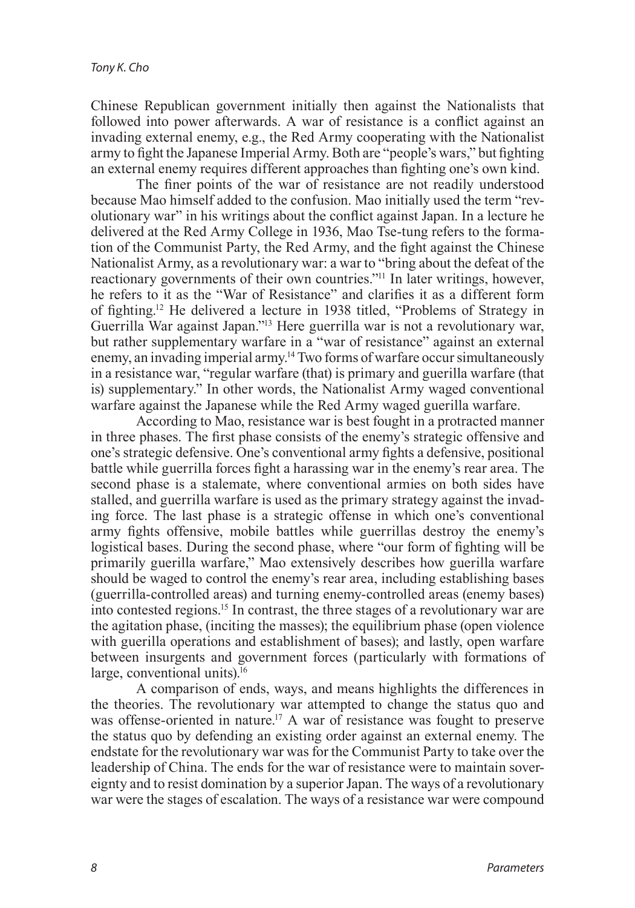Chinese Republican government initially then against the Nationalists that followed into power afterwards. A war of resistance is a conflict against an invading external enemy, e.g., the Red Army cooperating with the Nationalist army to fight the Japanese Imperial Army. Both are "people's wars," but fighting an external enemy requires different approaches than fighting one's own kind.

The finer points of the war of resistance are not readily understood because Mao himself added to the confusion. Mao initially used the term "revolutionary war" in his writings about the conflict against Japan. In a lecture he delivered at the Red Army College in 1936, Mao Tse-tung refers to the formation of the Communist Party, the Red Army, and the fight against the Chinese Nationalist Army, as a revolutionary war: a war to "bring about the defeat of the reactionary governments of their own countries."[11] In later writings, however, he refers to it as the "War of Resistance" and clarifies it as a different form of fighting.[12] He delivered a lecture in 1938 titled, "Problems of Strategy in Guerrilla War against Japan."[13] Here guerrilla war is not a revolutionary war, but rather supplementary warfare in a "war of resistance" against an external enemy, an invading imperial army.[14] Two forms of warfare occur simultaneously in a resistance war, "regular warfare (that) is primary and guerilla warfare (that is) supplementary." In other words, the Nationalist Army waged conventional warfare against the Japanese while the Red Army waged guerilla warfare.

According to Mao, resistance war is best fought in a protracted manner in three phases. The first phase consists of the enemy's strategic offensive and one's strategic defensive. One's conventional army fights a defensive, positional battle while guerrilla forces fight a harassing war in the enemy's rear area. The second phase is a stalemate, where conventional armies on both sides have stalled, and guerrilla warfare is used as the primary strategy against the invading force. The last phase is a strategic offense in which one's conventional army fights offensive, mobile battles while guerrillas destroy the enemy's logistical bases. During the second phase, where "our form of fighting will be primarily guerilla warfare," Mao extensively describes how guerilla warfare should be waged to control the enemy's rear area, including establishing bases (guerrilla-controlled areas) and turning enemy-controlled areas (enemy bases) into contested regions.[15] In contrast, the three stages of a revolutionary war are the agitation phase, (inciting the masses); the equilibrium phase (open violence with guerilla operations and establishment of bases); and lastly, open warfare between insurgents and government forces (particularly with formations of large, conventional units).[16]

A comparison of ends, ways, and means highlights the differences in the theories. The revolutionary war attempted to change the status quo and was offense-oriented in nature.[17] A war of resistance was fought to preserve the status quo by defending an existing order against an external enemy. The endstate for the revolutionary war was for the Communist Party to take over the leadership of China. The ends for the war of resistance were to maintain sovereignty and to resist domination by a superior Japan. The ways of a revolutionary war were the stages of escalation. The ways of a resistance war were compound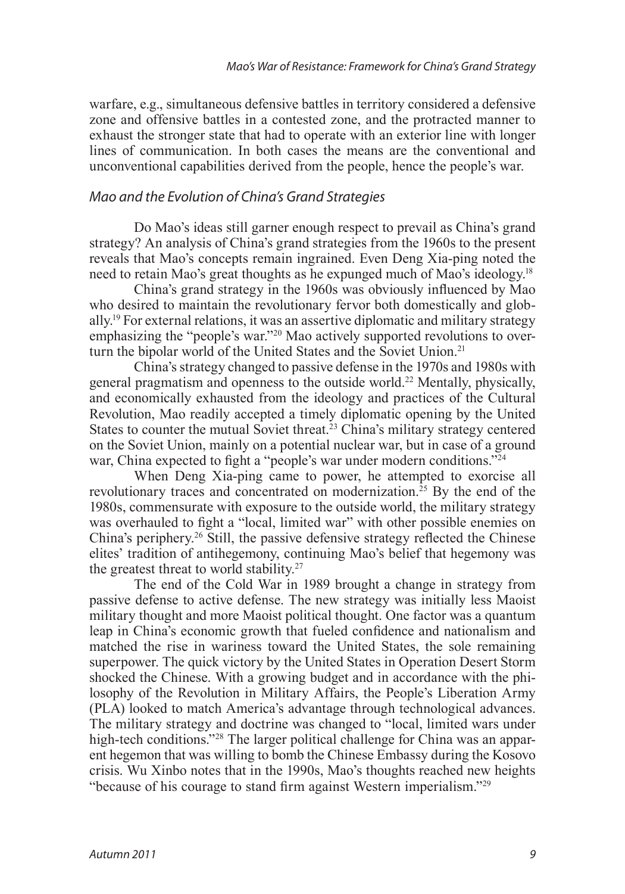warfare, e.g., simultaneous defensive battles in territory considered a defensive zone and offensive battles in a contested zone, and the protracted manner to exhaust the stronger state that had to operate with an exterior line with longer lines of communication. In both cases the means are the conventional and unconventional capabilities derived from the people, hence the people's war.

### *Mao and the Evolution of China's Grand Strategies*

Do Mao's ideas still garner enough respect to prevail as China's grand strategy? An analysis of China's grand strategies from the 1960s to the present reveals that Mao's concepts remain ingrained. Even Deng Xia-ping noted the need to retain Mao's great thoughts as he expunged much of Mao's ideology.[18]

China's grand strategy in the 1960s was obviously influenced by Mao who desired to maintain the revolutionary fervor both domestically and globally.[19] For external relations, it was an assertive diplomatic and military strategy emphasizing the "people's war."[20] Mao actively supported revolutions to overturn the bipolar world of the United States and the Soviet Union.[21]

China's strategy changed to passive defense in the 1970s and 1980s with general pragmatism and openness to the outside world.[22] Mentally, physically, and economically exhausted from the ideology and practices of the Cultural Revolution, Mao readily accepted a timely diplomatic opening by the United States to counter the mutual Soviet threat.[23] China's military strategy centered on the Soviet Union, mainly on a potential nuclear war, but in case of a ground war, China expected to fight a "people's war under modern conditions."[24]

When Deng Xia-ping came to power, he attempted to exorcise all revolutionary traces and concentrated on modernization.[25] By the end of the 1980s, commensurate with exposure to the outside world, the military strategy was overhauled to fight a "local, limited war" with other possible enemies on China's periphery.[26] Still, the passive defensive strategy reflected the Chinese elites' tradition of antihegemony, continuing Mao's belief that hegemony was the greatest threat to world stability.[27]

The end of the Cold War in 1989 brought a change in strategy from passive defense to active defense. The new strategy was initially less Maoist military thought and more Maoist political thought. One factor was a quantum leap in China's economic growth that fueled confidence and nationalism and matched the rise in wariness toward the United States, the sole remaining superpower. The quick victory by the United States in Operation Desert Storm shocked the Chinese. With a growing budget and in accordance with the philosophy of the Revolution in Military Affairs, the People's Liberation Army (PLA) looked to match America's advantage through technological advances. The military strategy and doctrine was changed to "local, limited wars under high-tech conditions."[28] The larger political challenge for China was an apparent hegemon that was willing to bomb the Chinese Embassy during the Kosovo crisis. Wu Xinbo notes that in the 1990s, Mao's thoughts reached new heights "because of his courage to stand firm against Western imperialism."[29]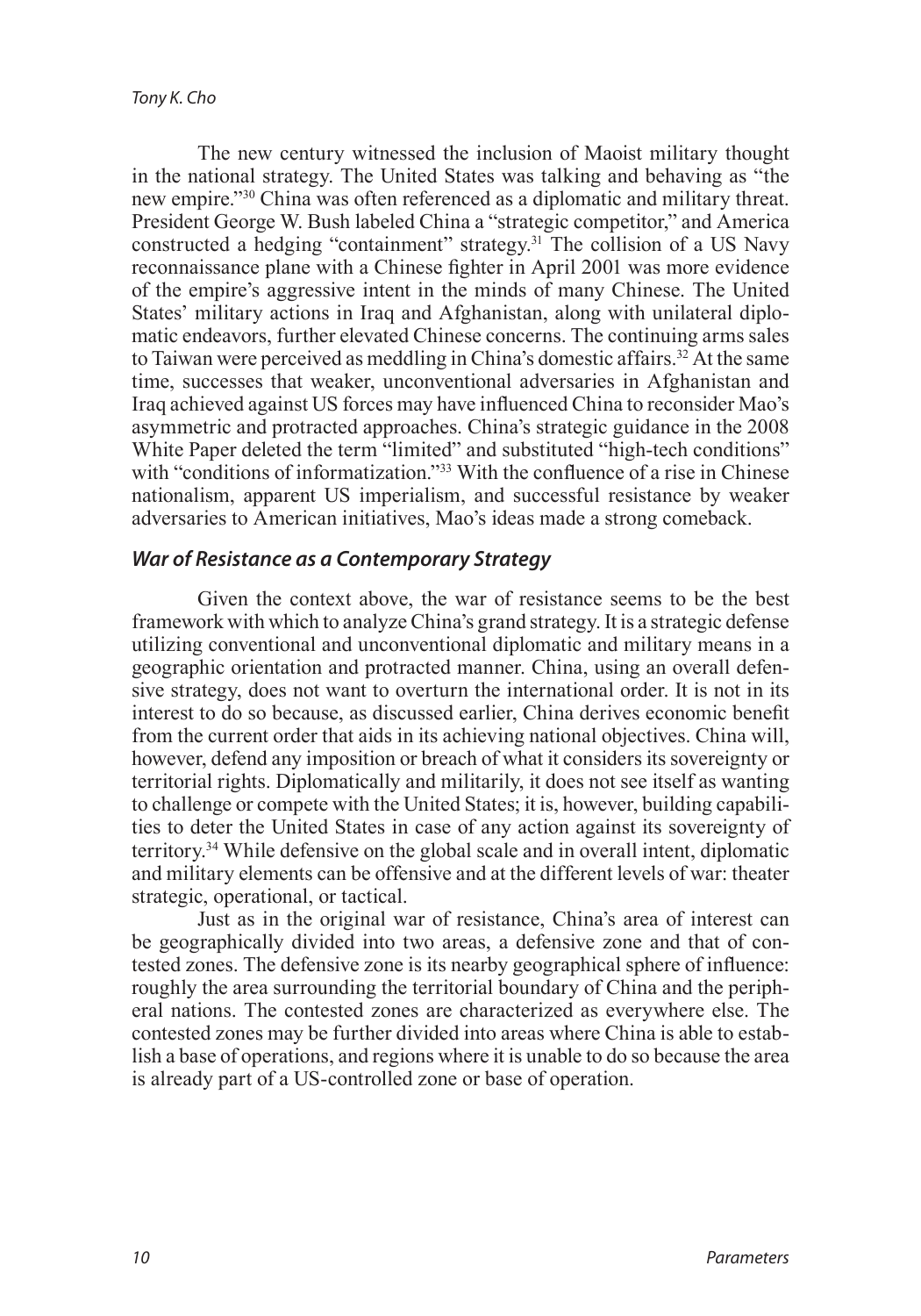The new century witnessed the inclusion of Maoist military thought in the national strategy. The United States was talking and behaving as "the new empire."[30] China was often referenced as a diplomatic and military threat. President George W. Bush labeled China a "strategic competitor," and America constructed a hedging "containment" strategy.[31] The collision of a US Navy reconnaissance plane with a Chinese fighter in April 2001 was more evidence of the empire's aggressive intent in the minds of many Chinese. The United States' military actions in Iraq and Afghanistan, along with unilateral diplomatic endeavors, further elevated Chinese concerns. The continuing arms sales to Taiwan were perceived as meddling in China's domestic affairs.[32] At the same time, successes that weaker, unconventional adversaries in Afghanistan and Iraq achieved against US forces may have influenced China to reconsider Mao's asymmetric and protracted approaches. China's strategic guidance in the 2008 White Paper deleted the term "limited" and substituted "high-tech conditions" with "conditions of informatization."[33] With the confluence of a rise in Chinese nationalism, apparent US imperialism, and successful resistance by weaker adversaries to American initiatives, Mao's ideas made a strong comeback.

### *War of Resistance as a Contemporary Strategy*

Given the context above, the war of resistance seems to be the best framework with which to analyze China's grand strategy. It is a strategic defense utilizing conventional and unconventional diplomatic and military means in a geographic orientation and protracted manner. China, using an overall defensive strategy, does not want to overturn the international order. It is not in its interest to do so because, as discussed earlier, China derives economic benefit from the current order that aids in its achieving national objectives. China will, however, defend any imposition or breach of what it considers its sovereignty or territorial rights. Diplomatically and militarily, it does not see itself as wanting to challenge or compete with the United States; it is, however, building capabilities to deter the United States in case of any action against its sovereignty of territory.[34] While defensive on the global scale and in overall intent, diplomatic and military elements can be offensive and at the different levels of war: theater strategic, operational, or tactical.

Just as in the original war of resistance, China's area of interest can be geographically divided into two areas, a defensive zone and that of contested zones. The defensive zone is its nearby geographical sphere of influence: roughly the area surrounding the territorial boundary of China and the peripheral nations. The contested zones are characterized as everywhere else. The contested zones may be further divided into areas where China is able to establish a base of operations, and regions where it is unable to do so because the area is already part of a US-controlled zone or base of operation.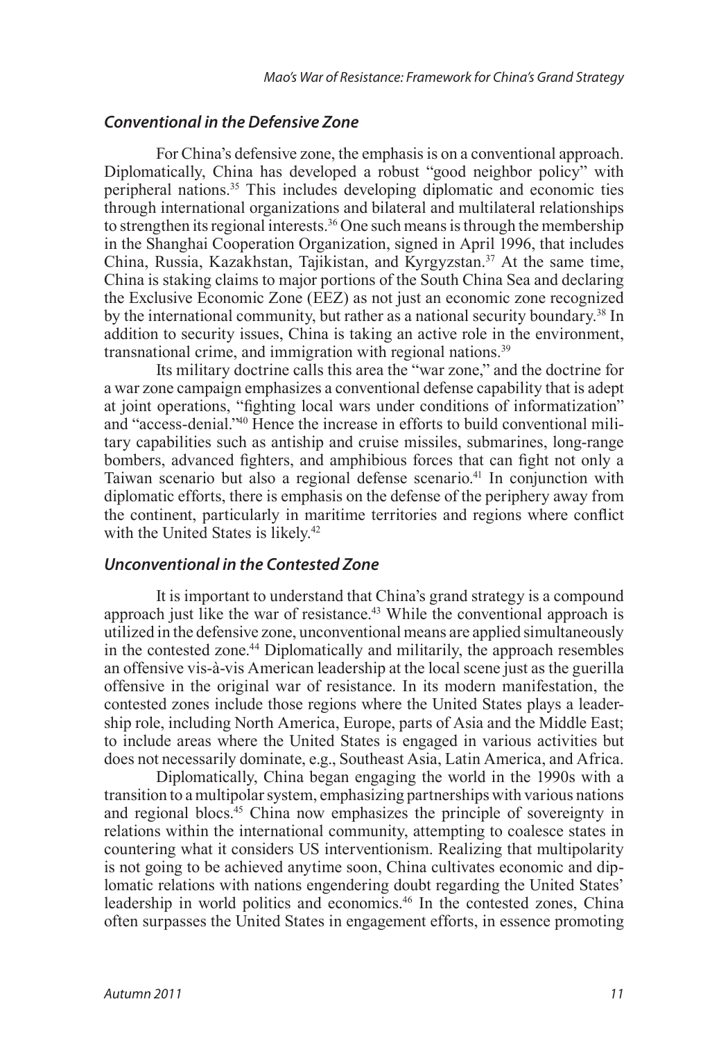### *Conventional in the Defensive Zone*

For China's defensive zone, the emphasis is on a conventional approach. Diplomatically, China has developed a robust "good neighbor policy" with peripheral nations.[35] This includes developing diplomatic and economic ties through international organizations and bilateral and multilateral relationships to strengthen its regional interests.[36] One such means is through the membership in the Shanghai Cooperation Organization, signed in April 1996, that includes China, Russia, Kazakhstan, Tajikistan, and Kyrgyzstan.[37] At the same time, China is staking claims to major portions of the South China Sea and declaring the Exclusive Economic Zone (EEZ) as not just an economic zone recognized by the international community, but rather as a national security boundary.[38] In addition to security issues, China is taking an active role in the environment, transnational crime, and immigration with regional nations.[39]

Its military doctrine calls this area the "war zone," and the doctrine for a war zone campaign emphasizes a conventional defense capability that is adept at joint operations, "fighting local wars under conditions of informatization" and "access-denial."[40] Hence the increase in efforts to build conventional military capabilities such as antiship and cruise missiles, submarines, long-range bombers, advanced fighters, and amphibious forces that can fight not only a Taiwan scenario but also a regional defense scenario.[41] In conjunction with diplomatic efforts, there is emphasis on the defense of the periphery away from the continent, particularly in maritime territories and regions where conflict with the United States is likely.[42]

### *Unconventional in the Contested Zone*

It is important to understand that China's grand strategy is a compound approach just like the war of resistance.[43] While the conventional approach is utilized in the defensive zone, unconventional means are applied simultaneously in the contested zone.[44] Diplomatically and militarily, the approach resembles an offensive vis-à-vis American leadership at the local scene just as the guerilla offensive in the original war of resistance. In its modern manifestation, the contested zones include those regions where the United States plays a leadership role, including North America, Europe, parts of Asia and the Middle East; to include areas where the United States is engaged in various activities but does not necessarily dominate, e.g., Southeast Asia, Latin America, and Africa.

Diplomatically, China began engaging the world in the 1990s with a transition to a multipolar system, emphasizing partnerships with various nations and regional blocs.[45] China now emphasizes the principle of sovereignty in relations within the international community, attempting to coalesce states in countering what it considers US interventionism. Realizing that multipolarity is not going to be achieved anytime soon, China cultivates economic and diplomatic relations with nations engendering doubt regarding the United States' leadership in world politics and economics.[46] In the contested zones, China often surpasses the United States in engagement efforts, in essence promoting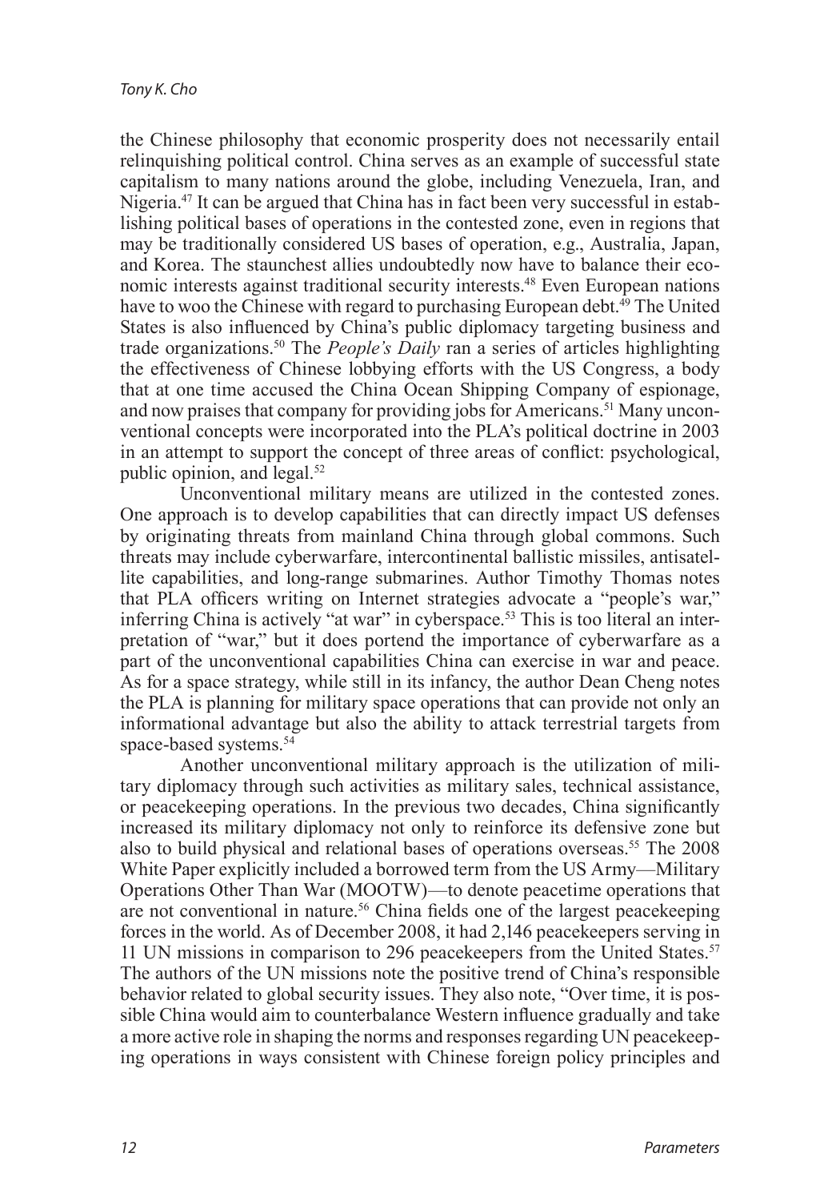the Chinese philosophy that economic prosperity does not necessarily entail relinquishing political control. China serves as an example of successful state capitalism to many nations around the globe, including Venezuela, Iran, and Nigeria.[47] It can be argued that China has in fact been very successful in establishing political bases of operations in the contested zone, even in regions that may be traditionally considered US bases of operation, e.g., Australia, Japan, and Korea. The staunchest allies undoubtedly now have to balance their economic interests against traditional security interests.[48] Even European nations have to woo the Chinese with regard to purchasing European debt.[49] The United States is also influenced by China's public diplomacy targeting business and trade organizations.[50] The *People's Daily* ran a series of articles highlighting the effectiveness of Chinese lobbying efforts with the US Congress, a body that at one time accused the China Ocean Shipping Company of espionage, and now praises that company for providing jobs for Americans.[51] Many unconventional concepts were incorporated into the PLA's political doctrine in 2003 in an attempt to support the concept of three areas of conflict: psychological, public opinion, and legal.[52]

Unconventional military means are utilized in the contested zones. One approach is to develop capabilities that can directly impact US defenses by originating threats from mainland China through global commons. Such threats may include cyberwarfare, intercontinental ballistic missiles, antisatellite capabilities, and long-range submarines. Author Timothy Thomas notes that PLA officers writing on Internet strategies advocate a "people's war," inferring China is actively "at war" in cyberspace.[53] This is too literal an interpretation of "war," but it does portend the importance of cyberwarfare as a part of the unconventional capabilities China can exercise in war and peace. As for a space strategy, while still in its infancy, the author Dean Cheng notes the PLA is planning for military space operations that can provide not only an informational advantage but also the ability to attack terrestrial targets from space-based systems.[54]

Another unconventional military approach is the utilization of military diplomacy through such activities as military sales, technical assistance, or peacekeeping operations. In the previous two decades, China significantly increased its military diplomacy not only to reinforce its defensive zone but also to build physical and relational bases of operations overseas.[55] The 2008 White Paper explicitly included a borrowed term from the US Army—Military Operations Other Than War (MOOTW)—to denote peacetime operations that are not conventional in nature.[56] China fields one of the largest peacekeeping forces in the world. As of December 2008, it had 2,146 peacekeepers serving in 11 UN missions in comparison to 296 peacekeepers from the United States.[57] The authors of the UN missions note the positive trend of China's responsible behavior related to global security issues. They also note, "Over time, it is possible China would aim to counterbalance Western influence gradually and take a more active role in shaping the norms and responses regarding UN peacekeeping operations in ways consistent with Chinese foreign policy principles and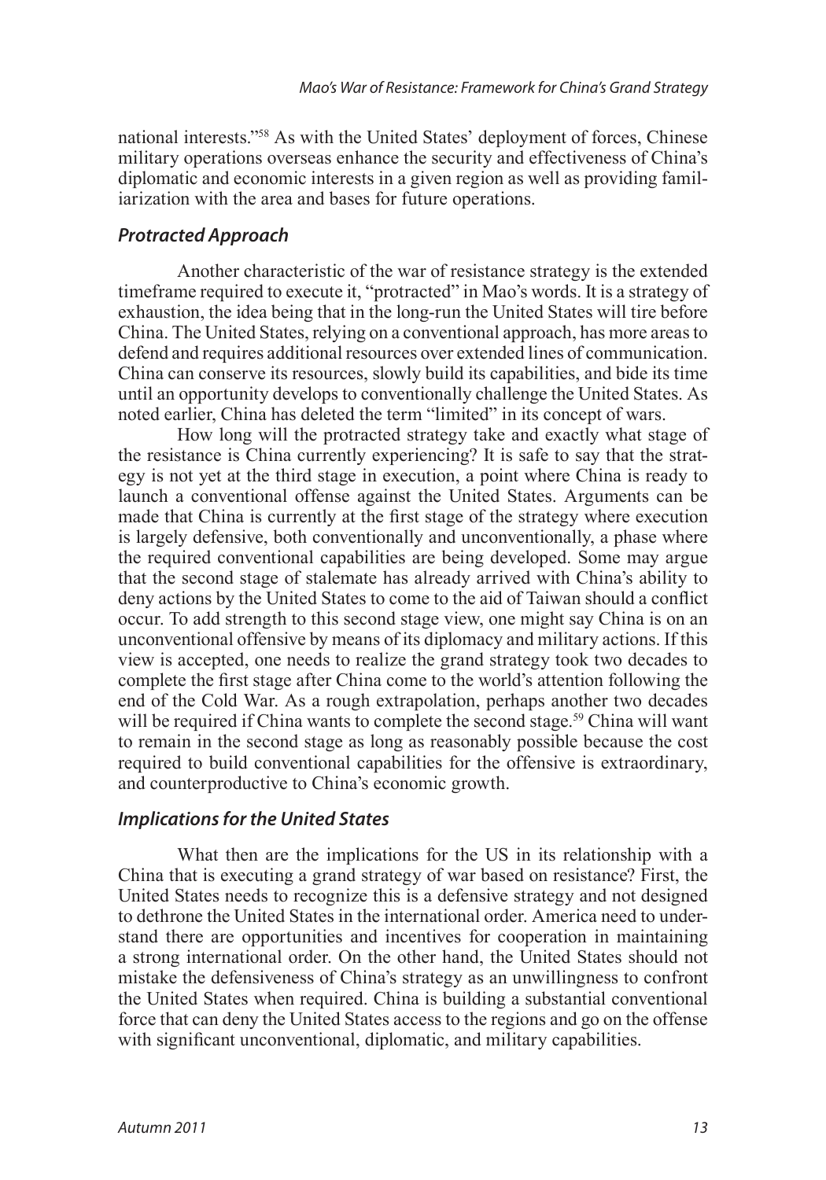national interests."[58] As with the United States' deployment of forces, Chinese military operations overseas enhance the security and effectiveness of China's diplomatic and economic interests in a given region as well as providing familiarization with the area and bases for future operations.

### *Protracted Approach*

Another characteristic of the war of resistance strategy is the extended timeframe required to execute it, "protracted" in Mao's words. It is a strategy of exhaustion, the idea being that in the long-run the United States will tire before China. The United States, relying on a conventional approach, has more areas to defend and requires additional resources over extended lines of communication. China can conserve its resources, slowly build its capabilities, and bide its time until an opportunity develops to conventionally challenge the United States. As noted earlier, China has deleted the term "limited" in its concept of wars.

How long will the protracted strategy take and exactly what stage of the resistance is China currently experiencing? It is safe to say that the strategy is not yet at the third stage in execution, a point where China is ready to launch a conventional offense against the United States. Arguments can be made that China is currently at the first stage of the strategy where execution is largely defensive, both conventionally and unconventionally, a phase where the required conventional capabilities are being developed. Some may argue that the second stage of stalemate has already arrived with China's ability to deny actions by the United States to come to the aid of Taiwan should a conflict occur. To add strength to this second stage view, one might say China is on an unconventional offensive by means of its diplomacy and military actions. If this view is accepted, one needs to realize the grand strategy took two decades to complete the first stage after China come to the world's attention following the end of the Cold War. As a rough extrapolation, perhaps another two decades will be required if China wants to complete the second stage.[59] China will want to remain in the second stage as long as reasonably possible because the cost required to build conventional capabilities for the offensive is extraordinary, and counterproductive to China's economic growth.

### *Implications for the United States*

What then are the implications for the US in its relationship with a China that is executing a grand strategy of war based on resistance? First, the United States needs to recognize this is a defensive strategy and not designed to dethrone the United States in the international order. America need to understand there are opportunities and incentives for cooperation in maintaining a strong international order. On the other hand, the United States should not mistake the defensiveness of China's strategy as an unwillingness to confront the United States when required. China is building a substantial conventional force that can deny the United States access to the regions and go on the offense with significant unconventional, diplomatic, and military capabilities.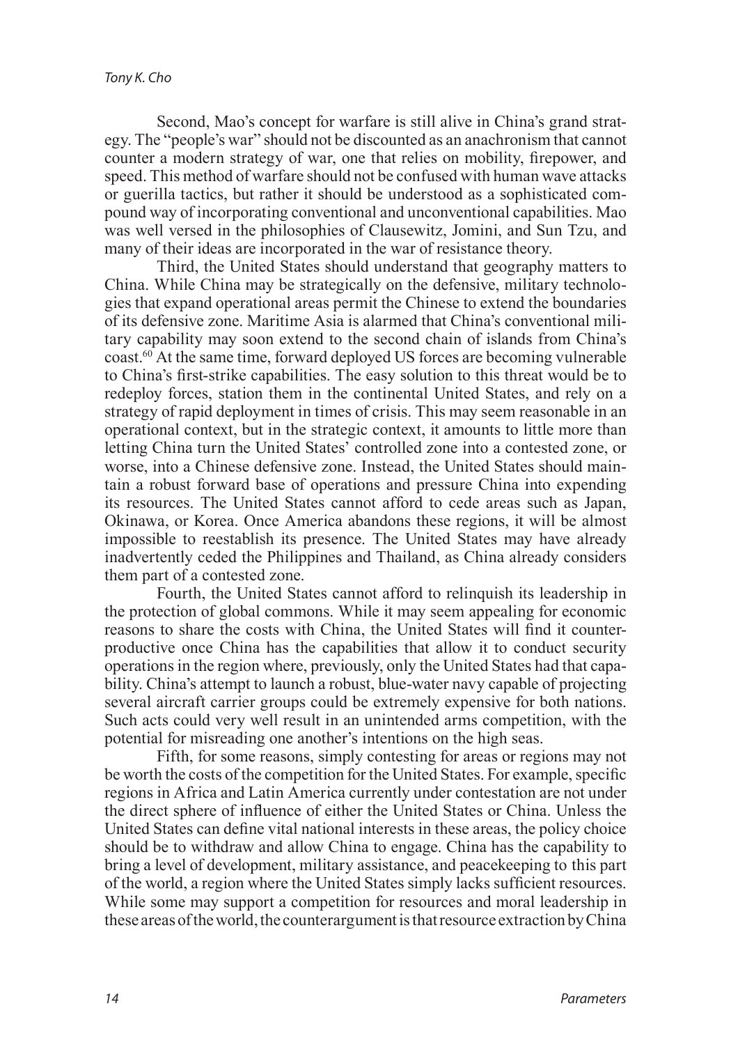Second, Mao's concept for warfare is still alive in China's grand strategy. The "people's war" should not be discounted as an anachronism that cannot counter a modern strategy of war, one that relies on mobility, firepower, and speed. This method of warfare should not be confused with human wave attacks or guerilla tactics, but rather it should be understood as a sophisticated compound way of incorporating conventional and unconventional capabilities. Mao was well versed in the philosophies of Clausewitz, Jomini, and Sun Tzu, and many of their ideas are incorporated in the war of resistance theory.

Third, the United States should understand that geography matters to China. While China may be strategically on the defensive, military technologies that expand operational areas permit the Chinese to extend the boundaries of its defensive zone. Maritime Asia is alarmed that China's conventional military capability may soon extend to the second chain of islands from China's coast.[60] At the same time, forward deployed US forces are becoming vulnerable to China's first-strike capabilities. The easy solution to this threat would be to redeploy forces, station them in the continental United States, and rely on a strategy of rapid deployment in times of crisis. This may seem reasonable in an operational context, but in the strategic context, it amounts to little more than letting China turn the United States' controlled zone into a contested zone, or worse, into a Chinese defensive zone. Instead, the United States should maintain a robust forward base of operations and pressure China into expending its resources. The United States cannot afford to cede areas such as Japan, Okinawa, or Korea. Once America abandons these regions, it will be almost impossible to reestablish its presence. The United States may have already inadvertently ceded the Philippines and Thailand, as China already considers them part of a contested zone.

Fourth, the United States cannot afford to relinquish its leadership in the protection of global commons. While it may seem appealing for economic reasons to share the costs with China, the United States will find it counterproductive once China has the capabilities that allow it to conduct security operations in the region where, previously, only the United States had that capability. China's attempt to launch a robust, blue-water navy capable of projecting several aircraft carrier groups could be extremely expensive for both nations. Such acts could very well result in an unintended arms competition, with the potential for misreading one another's intentions on the high seas.

Fifth, for some reasons, simply contesting for areas or regions may not be worth the costs of the competition for the United States. For example, specific regions in Africa and Latin America currently under contestation are not under the direct sphere of influence of either the United States or China. Unless the United States can define vital national interests in these areas, the policy choice should be to withdraw and allow China to engage. China has the capability to bring a level of development, military assistance, and peacekeeping to this part of the world, a region where the United States simply lacks sufficient resources. While some may support a competition for resources and moral leadership in these areas of the world, the counterargument is that resource extraction by China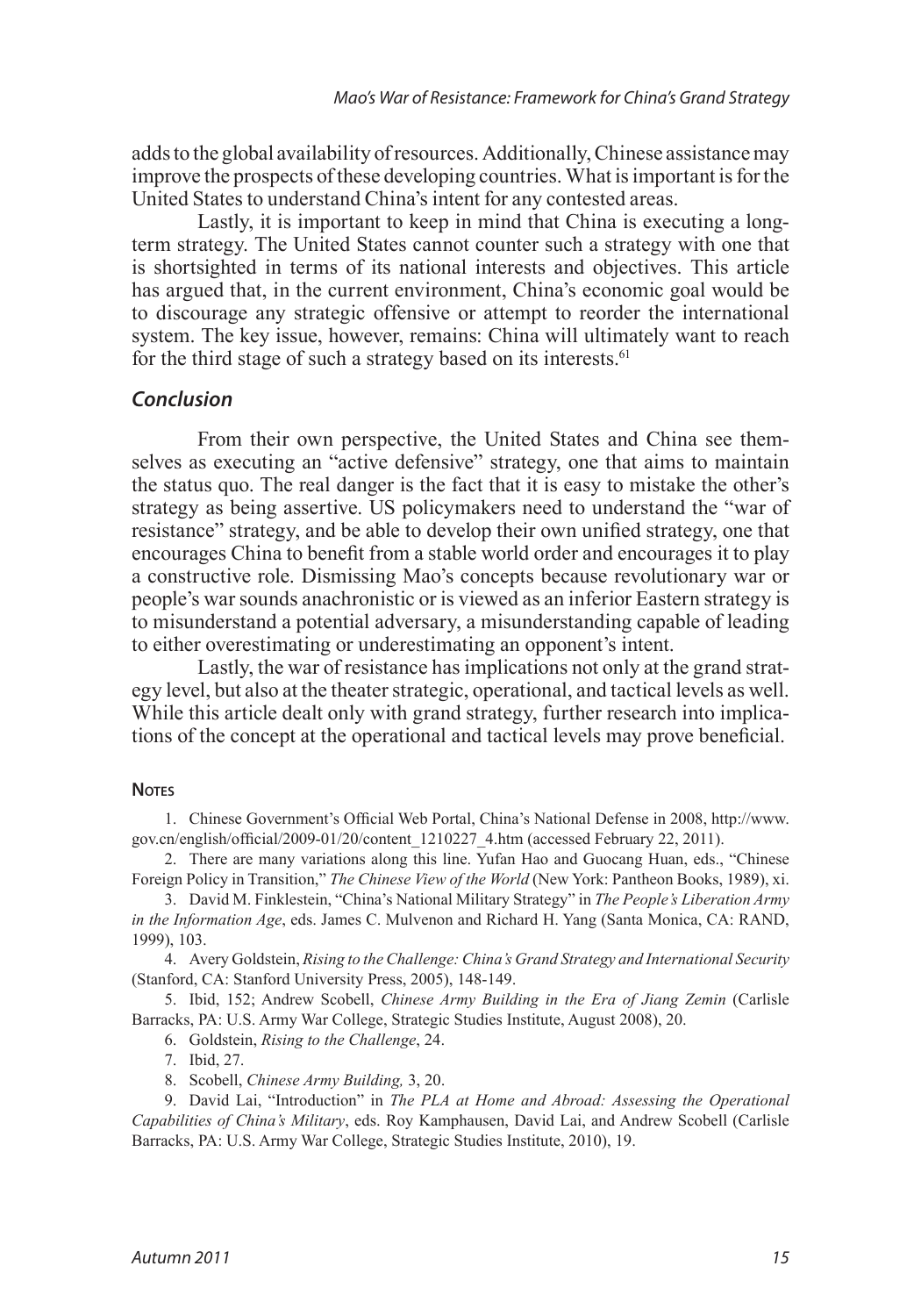adds to the global availability of resources. Additionally, Chinese assistance may improve the prospects of these developing countries. What is important is for the United States to understand China's intent for any contested areas.

Lastly, it is important to keep in mind that China is executing a long-term strategy. The United States cannot counter such a strategy with one that is shortsighted in terms of its national interests and objectives. This article has argued that, in the current environment, China's economic goal would be to discourage any strategic offensive or attempt to reorder the international system. The key issue, however, remains: China will ultimately want to reach for the third stage of such a strategy based on its interests.[61]

## *Conclusion*

From their own perspective, the United States and China see themselves as executing an "active defensive" strategy, one that aims to maintain the status quo. The real danger is the fact that it is easy to mistake the other's strategy as being assertive. US policymakers need to understand the "war of resistance" strategy, and be able to develop their own unified strategy, one that encourages China to benefit from a stable world order and encourages it to play a constructive role. Dismissing Mao's concepts because revolutionary war or people's war sounds anachronistic or is viewed as an inferior Eastern strategy is to misunderstand a potential adversary, a misunderstanding capable of leading to either overestimating or underestimating an opponent's intent.

Lastly, the war of resistance has implications not only at the grand strategy level, but also at the theater strategic, operational, and tactical levels as well. While this article dealt only with grand strategy, further research into implications of the concept at the operational and tactical levels may prove beneficial.

### Notes

1. Chinese Government's Official Web Portal, China's National Defense in 2008, http://www.gov.cn/english/official/2009-01/20/content_1210227_4.htm (accessed February 22, 2011).

2. There are many variations along this line. Yufan Hao and Guocang Huan, eds., "Chinese Foreign Policy in Transition," *The Chinese View of the World* (New York: Pantheon Books, 1989), xi.

3. David M. Finklestein, "China's National Military Strategy" in *The People's Liberation Army in the Information Age*, eds. James C. Mulvenon and Richard H. Yang (Santa Monica, CA: RAND, 1999), 103.

4. Avery Goldstein, *Rising to the Challenge: China's Grand Strategy and International Security* (Stanford, CA: Stanford University Press, 2005), 148-149.

5. Ibid, 152; Andrew Scobell, *Chinese Army Building in the Era of Jiang Zemin* (Carlisle Barracks, PA: U.S. Army War College, Strategic Studies Institute, August 2008), 20.

6. Goldstein, *Rising to the Challenge*, 24.

7. Ibid, 27.

8. Scobell, *Chinese Army Building,* 3, 20.

9. David Lai, "Introduction" in *The PLA at Home and Abroad: Assessing the Operational Capabilities of China's Military*, eds. Roy Kamphausen, David Lai, and Andrew Scobell (Carlisle Barracks, PA: U.S. Army War College, Strategic Studies Institute, 2010), 19.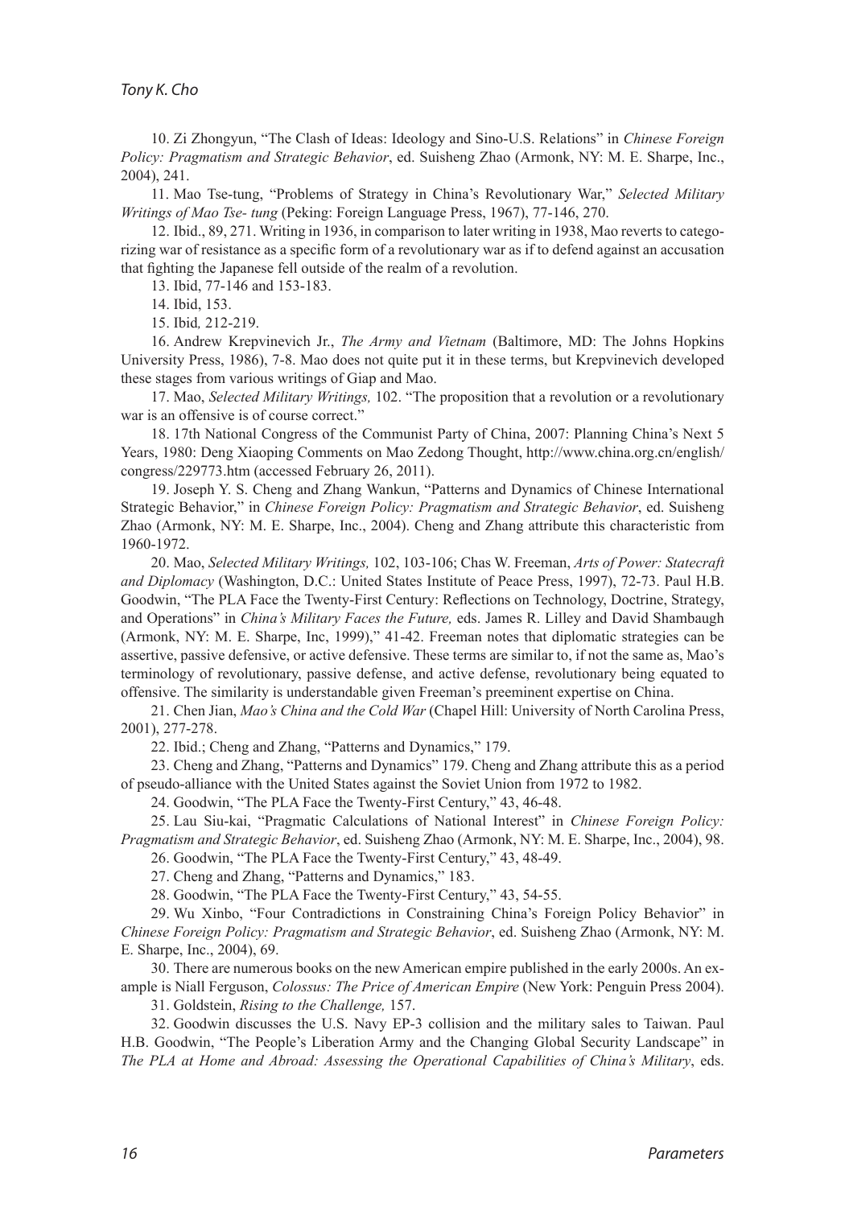10. Zi Zhongyun, "The Clash of Ideas: Ideology and Sino-U.S. Relations" in *Chinese Foreign Policy: Pragmatism and Strategic Behavior*, ed. Suisheng Zhao (Armonk, NY: M. E. Sharpe, Inc., 2004), 241.

11. Mao Tse-tung, "Problems of Strategy in China's Revolutionary War," *Selected Military Writings of Mao Tse- tung* (Peking: Foreign Language Press, 1967), 77-146, 270.

12. Ibid., 89, 271. Writing in 1936, in comparison to later writing in 1938, Mao reverts to categorizing war of resistance as a specific form of a revolutionary war as if to defend against an accusation that fighting the Japanese fell outside of the realm of a revolution.

13. Ibid, 77-146 and 153-183.

14. Ibid, 153.

15. Ibid*,* 212-219.

16. Andrew Krepvinevich Jr., *The Army and Vietnam* (Baltimore, MD: The Johns Hopkins University Press, 1986), 7-8. Mao does not quite put it in these terms, but Krepvinevich developed these stages from various writings of Giap and Mao.

17. Mao, *Selected Military Writings,* 102. "The proposition that a revolution or a revolutionary war is an offensive is of course correct."

18. 17th National Congress of the Communist Party of China, 2007: Planning China's Next 5 Years, 1980: Deng Xiaoping Comments on Mao Zedong Thought, http://www.china.org.cn/english/congress/229773.htm (accessed February 26, 2011).

19. Joseph Y. S. Cheng and Zhang Wankun, "Patterns and Dynamics of Chinese International Strategic Behavior," in *Chinese Foreign Policy: Pragmatism and Strategic Behavior*, ed. Suisheng Zhao (Armonk, NY: M. E. Sharpe, Inc., 2004). Cheng and Zhang attribute this characteristic from 1960-1972.

20. Mao, *Selected Military Writings,* 102, 103-106; Chas W. Freeman, *Arts of Power: Statecraft and Diplomacy* (Washington, D.C.: United States Institute of Peace Press, 1997), 72-73. Paul H.B. Goodwin, "The PLA Face the Twenty-First Century: Reflections on Technology, Doctrine, Strategy, and Operations" in *China's Military Faces the Future,* eds. James R. Lilley and David Shambaugh (Armonk, NY: M. E. Sharpe, Inc, 1999)," 41-42. Freeman notes that diplomatic strategies can be assertive, passive defensive, or active defensive. These terms are similar to, if not the same as, Mao's terminology of revolutionary, passive defense, and active defense, revolutionary being equated to offensive. The similarity is understandable given Freeman's preeminent expertise on China.

21. Chen Jian, *Mao's China and the Cold War* (Chapel Hill: University of North Carolina Press, 2001), 277-278.

22. Ibid.; Cheng and Zhang, "Patterns and Dynamics," 179.

23. Cheng and Zhang, "Patterns and Dynamics" 179. Cheng and Zhang attribute this as a period of pseudo-alliance with the United States against the Soviet Union from 1972 to 1982.

24. Goodwin, "The PLA Face the Twenty-First Century," 43, 46-48.

25. Lau Siu-kai, "Pragmatic Calculations of National Interest" in *Chinese Foreign Policy: Pragmatism and Strategic Behavior*, ed. Suisheng Zhao (Armonk, NY: M. E. Sharpe, Inc., 2004), 98.

26. Goodwin, "The PLA Face the Twenty-First Century," 43, 48-49.

27. Cheng and Zhang, "Patterns and Dynamics," 183.

28. Goodwin, "The PLA Face the Twenty-First Century," 43, 54-55.

29. Wu Xinbo, "Four Contradictions in Constraining China's Foreign Policy Behavior" in *Chinese Foreign Policy: Pragmatism and Strategic Behavior*, ed. Suisheng Zhao (Armonk, NY: M. E. Sharpe, Inc., 2004), 69.

30. There are numerous books on the new American empire published in the early 2000s. An example is Niall Ferguson, *Colossus: The Price of American Empire* (New York: Penguin Press 2004).

31. Goldstein, *Rising to the Challenge,* 157.

32. Goodwin discusses the U.S. Navy EP-3 collision and the military sales to Taiwan. Paul H.B. Goodwin, "The People's Liberation Army and the Changing Global Security Landscape" in *The PLA at Home and Abroad: Assessing the Operational Capabilities of China's Military*, eds.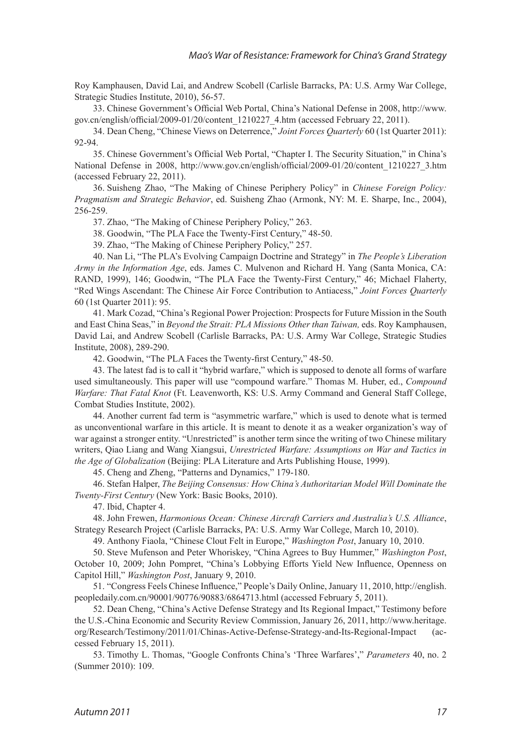Roy Kamphausen, David Lai, and Andrew Scobell (Carlisle Barracks, PA: U.S. Army War College, Strategic Studies Institute, 2010), 56-57.

33. Chinese Government's Official Web Portal, China's National Defense in 2008, http://www.gov.cn/english/official/2009-01/20/content_1210227_4.htm (accessed February 22, 2011).

34. Dean Cheng, "Chinese Views on Deterrence," *Joint Forces Quarterly* 60 (1st Quarter 2011): 92-94.

35. Chinese Government's Official Web Portal, "Chapter I. The Security Situation," in China's National Defense in 2008, http://www.gov.cn/english/official/2009-01/20/content_1210227_3.htm (accessed February 22, 2011).

36. Suisheng Zhao, "The Making of Chinese Periphery Policy" in *Chinese Foreign Policy: Pragmatism and Strategic Behavior*, ed. Suisheng Zhao (Armonk, NY: M. E. Sharpe, Inc., 2004), 256-259.

37. Zhao, "The Making of Chinese Periphery Policy," 263.

38. Goodwin, "The PLA Face the Twenty-First Century," 48-50.

39. Zhao, "The Making of Chinese Periphery Policy," 257.

40. Nan Li, "The PLA's Evolving Campaign Doctrine and Strategy" in *The People's Liberation Army in the Information Age*, eds. James C. Mulvenon and Richard H. Yang (Santa Monica, CA: RAND, 1999), 146; Goodwin, "The PLA Face the Twenty-First Century," 46; Michael Flaherty, "Red Wings Ascendant: The Chinese Air Force Contribution to Antiacess," *Joint Forces Quarterly* 60 (1st Quarter 2011): 95.

41. Mark Cozad, "China's Regional Power Projection: Prospects for Future Mission in the South and East China Seas," in *Beyond the Strait: PLA Missions Other than Taiwan,* eds. Roy Kamphausen, David Lai, and Andrew Scobell (Carlisle Barracks, PA: U.S. Army War College, Strategic Studies Institute, 2008), 289-290.

42. Goodwin, "The PLA Faces the Twenty-first Century," 48-50.

43. The latest fad is to call it "hybrid warfare," which is supposed to denote all forms of warfare used simultaneously. This paper will use "compound warfare." Thomas M. Huber, ed., *Compound Warfare: That Fatal Knot* (Ft. Leavenworth, KS: U.S. Army Command and General Staff College, Combat Studies Institute, 2002).

44. Another current fad term is "asymmetric warfare," which is used to denote what is termed as unconventional warfare in this article. It is meant to denote it as a weaker organization's way of war against a stronger entity. "Unrestricted" is another term since the writing of two Chinese military writers, Qiao Liang and Wang Xiangsui, *Unrestricted Warfare: Assumptions on War and Tactics in the Age of Globalization* (Beijing: PLA Literature and Arts Publishing House, 1999).

45. Cheng and Zheng, "Patterns and Dynamics," 179-180.

46. Stefan Halper, *The Beijing Consensus: How China's Authoritarian Model Will Dominate the Twenty-First Century* (New York: Basic Books, 2010).

47. Ibid, Chapter 4.

48. John Frewen, *Harmonious Ocean: Chinese Aircraft Carriers and Australia's U.S. Alliance*, Strategy Research Project (Carlisle Barracks, PA: U.S. Army War College, March 10, 2010).

49. Anthony Fiaola, "Chinese Clout Felt in Europe," *Washington Post*, January 10, 2010.

50. Steve Mufenson and Peter Whoriskey, "China Agrees to Buy Hummer," *Washington Post*, October 10, 2009; John Pompret, "China's Lobbying Efforts Yield New Influence, Openness on Capitol Hill," *Washington Post*, January 9, 2010.

51. "Congress Feels Chinese Influence," People's Daily Online, January 11, 2010, http://english.peopledaily.com.cn/90001/90776/90883/6864713.html (accessed February 5, 2011).

52. Dean Cheng, "China's Active Defense Strategy and Its Regional Impact," Testimony before the U.S.-China Economic and Security Review Commission, January 26, 2011, http://www.heritage.org/Research/Testimony/2011/01/Chinas-Active-Defense-Strategy-and-Its-Regional-Impact (accessed February 15, 2011).

53. Timothy L. Thomas, "Google Confronts China's 'Three Warfares'," *Parameters* 40, no. 2 (Summer 2010): 109.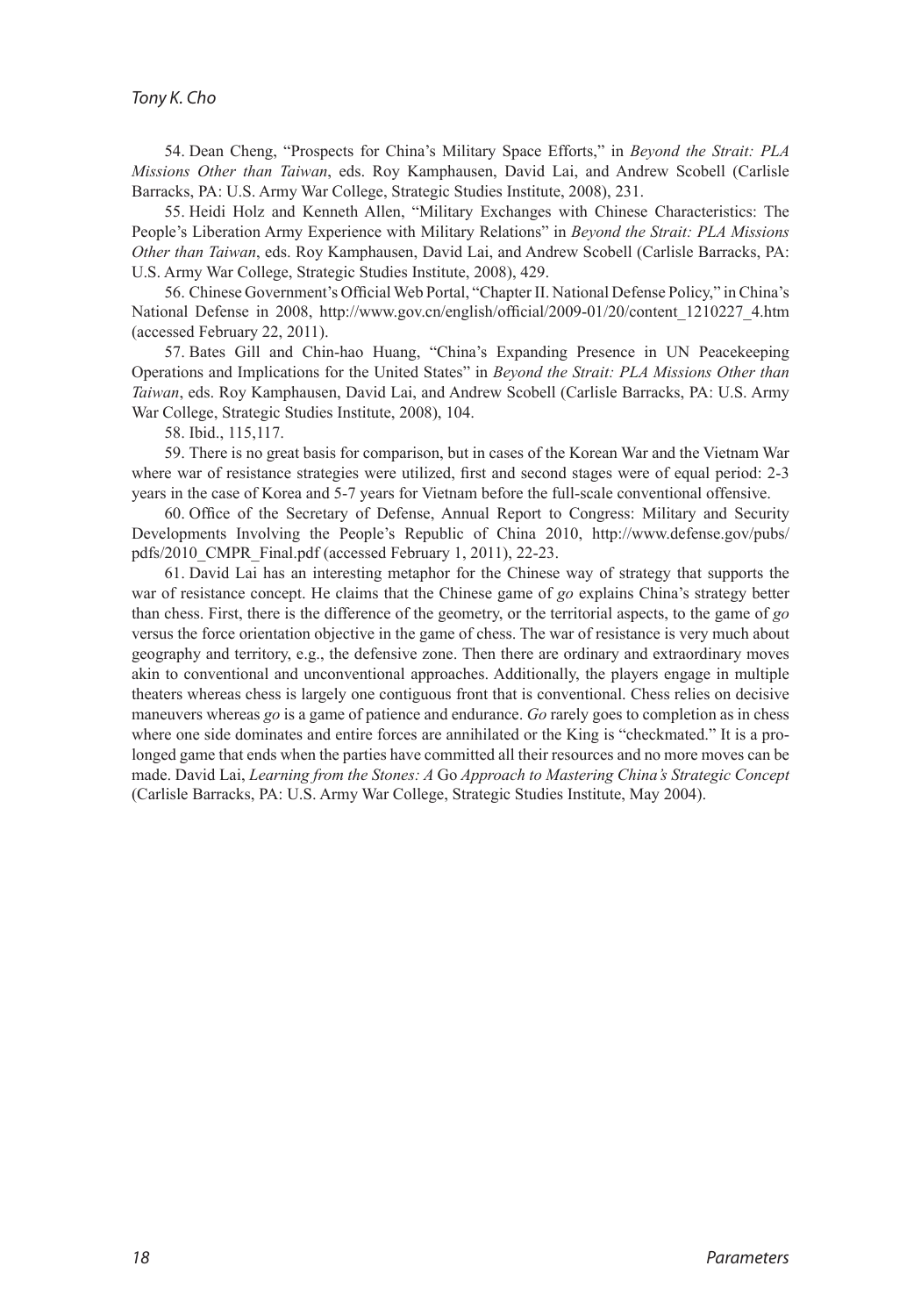54. Dean Cheng, "Prospects for China's Military Space Efforts," in *Beyond the Strait: PLA Missions Other than Taiwan*, eds. Roy Kamphausen, David Lai, and Andrew Scobell (Carlisle Barracks, PA: U.S. Army War College, Strategic Studies Institute, 2008), 231.

55. Heidi Holz and Kenneth Allen, "Military Exchanges with Chinese Characteristics: The People's Liberation Army Experience with Military Relations" in *Beyond the Strait: PLA Missions Other than Taiwan*, eds. Roy Kamphausen, David Lai, and Andrew Scobell (Carlisle Barracks, PA: U.S. Army War College, Strategic Studies Institute, 2008), 429.

56. Chinese Government's Official Web Portal, "Chapter II. National Defense Policy," in China's National Defense in 2008, http://www.gov.cn/english/official/2009-01/20/content_1210227_4.htm (accessed February 22, 2011).

57. Bates Gill and Chin-hao Huang, "China's Expanding Presence in UN Peacekeeping Operations and Implications for the United States" in *Beyond the Strait: PLA Missions Other than Taiwan*, eds. Roy Kamphausen, David Lai, and Andrew Scobell (Carlisle Barracks, PA: U.S. Army War College, Strategic Studies Institute, 2008), 104.

58. Ibid., 115,117.

59. There is no great basis for comparison, but in cases of the Korean War and the Vietnam War where war of resistance strategies were utilized, first and second stages were of equal period: 2-3 years in the case of Korea and 5-7 years for Vietnam before the full-scale conventional offensive.

60. Office of the Secretary of Defense, Annual Report to Congress: Military and Security Developments Involving the People's Republic of China 2010, http://www.defense.gov/pubs/pdfs/2010_CMPR_Final.pdf (accessed February 1, 2011), 22-23.

61. David Lai has an interesting metaphor for the Chinese way of strategy that supports the war of resistance concept. He claims that the Chinese game of *go* explains China's strategy better than chess. First, there is the difference of the geometry, or the territorial aspects, to the game of *go* versus the force orientation objective in the game of chess. The war of resistance is very much about geography and territory, e.g., the defensive zone. Then there are ordinary and extraordinary moves akin to conventional and unconventional approaches. Additionally, the players engage in multiple theaters whereas chess is largely one contiguous front that is conventional. Chess relies on decisive maneuvers whereas *go* is a game of patience and endurance. *Go* rarely goes to completion as in chess where one side dominates and entire forces are annihilated or the King is "checkmated." It is a prolonged game that ends when the parties have committed all their resources and no more moves can be made. David Lai, *Learning from the Stones: A* Go *Approach to Mastering China's Strategic Concept* (Carlisle Barracks, PA: U.S. Army War College, Strategic Studies Institute, May 2004).